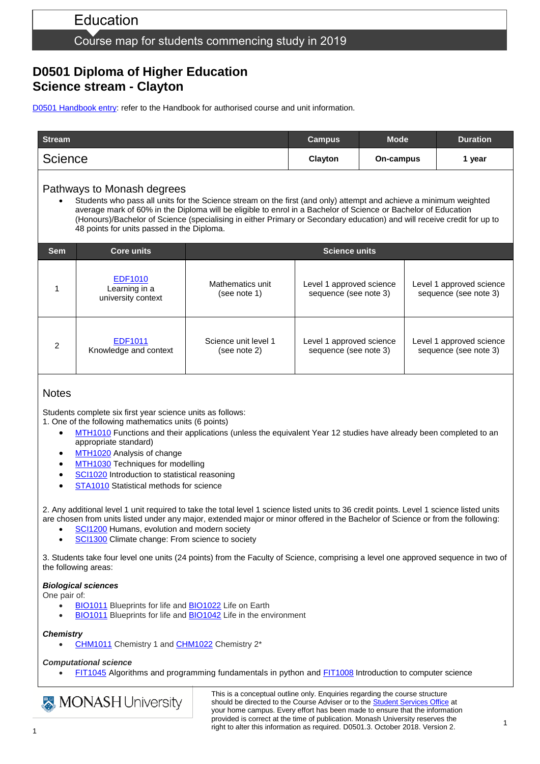Education

Course map for students commencing study in 2019

# D0501 Diploma of Higher Education
# Science stream - Clayton

D0501 Handbook entry: refer to the Handbook for authorised course and unit information.

| Stream | Campus | Mode | Duration |
|---|---|---|---|
| Science | Clayton | On-campus | 1 year |

## Pathways to Monash degrees

- Students who pass all units for the Science stream on the first (and only) attempt and achieve a minimum weighted average mark of 60% in the Diploma will be eligible to enrol in a Bachelor of Science or Bachelor of Education (Honours)/Bachelor of Science (specialising in either Primary or Secondary education) and will receive credit for up to 48 points for units passed in the Diploma.

| Sem | Core units | Science units | | |
|---|---|---|---|---|
| 1 | EDF1010 Learning in a university context | Mathematics unit (see note 1) | Level 1 approved science sequence (see note 3) | Level 1 approved science sequence (see note 3) |
| 2 | EDF1011 Knowledge and context | Science unit level 1 (see note 2) | Level 1 approved science sequence (see note 3) | Level 1 approved science sequence (see note 3) |

## Notes

Students complete six first year science units as follows:

1. One of the following mathematics units (6 points)
   - MTH1010 Functions and their applications (unless the equivalent Year 12 studies have already been completed to an appropriate standard)
   - MTH1020 Analysis of change
   - MTH1030 Techniques for modelling
   - SCI1020 Introduction to statistical reasoning
   - STA1010 Statistical methods for science

2. Any additional level 1 unit required to take the total level 1 science listed units to 36 credit points. Level 1 science listed units are chosen from units listed under any major, extended major or minor offered in the Bachelor of Science or from the following:
   - SCI1200 Humans, evolution and modern society
   - SCI1300 Climate change: From science to society

3. Students take four level one units (24 points) from the Faculty of Science, comprising a level one approved sequence in two of the following areas:

***Biological sciences***

One pair of:

- BIO1011 Blueprints for life and BIO1022 Life on Earth
- BIO1011 Blueprints for life and BIO1042 Life in the environment

***Chemistry***

- CHM1011 Chemistry 1 and CHM1022 Chemistry 2*

***Computational science***

- FIT1045 Algorithms and programming fundamentals in python and FIT1008 Introduction to computer science

MONASH University

This is a conceptual outline only. Enquiries regarding the course structure should be directed to the Course Adviser or to the Student Services Office at your home campus. Every effort has been made to ensure that the information provided is correct at the time of publication. Monash University reserves the right to alter this information as required. D0501.3. October 2018. Version 2.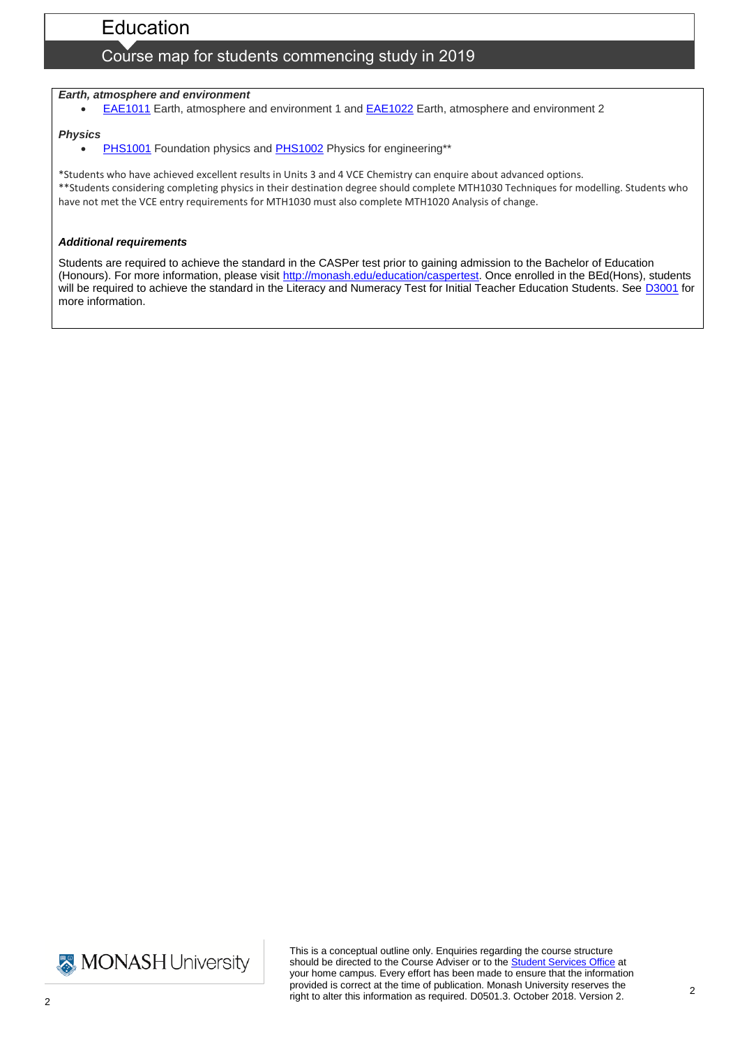***Earth, atmosphere and environment***

- EAE1011 Earth, atmosphere and environment 1 and EAE1022 Earth, atmosphere and environment 2

***Physics***

- PHS1001 Foundation physics and PHS1002 Physics for engineering**

*Students who have achieved excellent results in Units 3 and 4 VCE Chemistry can enquire about advanced options.
**Students considering completing physics in their destination degree should complete MTH1030 Techniques for modelling. Students who have not met the VCE entry requirements for MTH1030 must also complete MTH1020 Analysis of change.

***Additional requirements***

Students are required to achieve the standard in the CASPer test prior to gaining admission to the Bachelor of Education (Honours). For more information, please visit http://monash.edu/education/caspertest. Once enrolled in the BEd(Hons), students will be required to achieve the standard in the Literacy and Numeracy Test for Initial Teacher Education Students. See D3001 for more information.

This is a conceptual outline only. Enquiries regarding the course structure should be directed to the Course Adviser or to the Student Services Office at your home campus. Every effort has been made to ensure that the information provided is correct at the time of publication. Monash University reserves the right to alter this information as required. D0501.3. October 2018. Version 2.